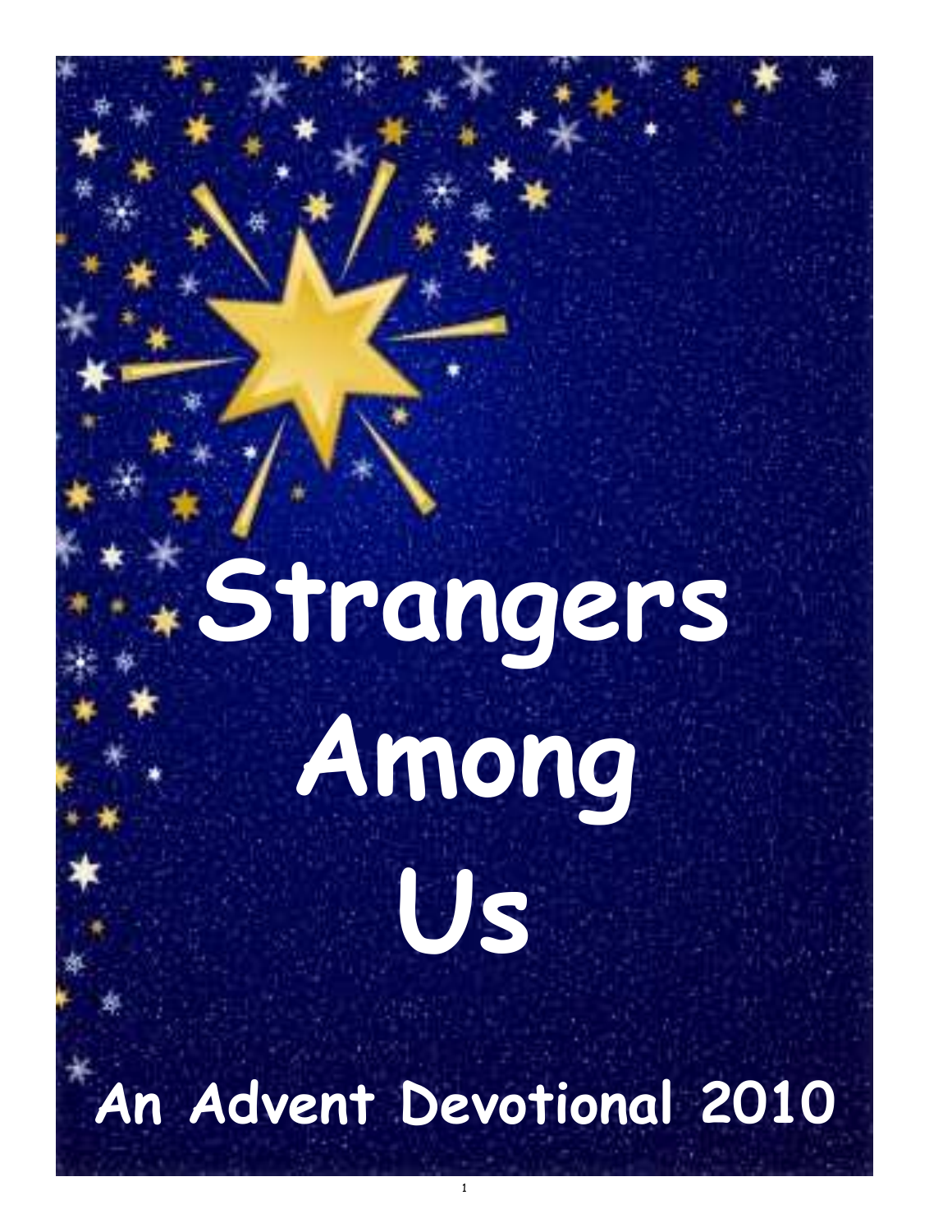# Strangers Among Us

## An Advent Devotional 2010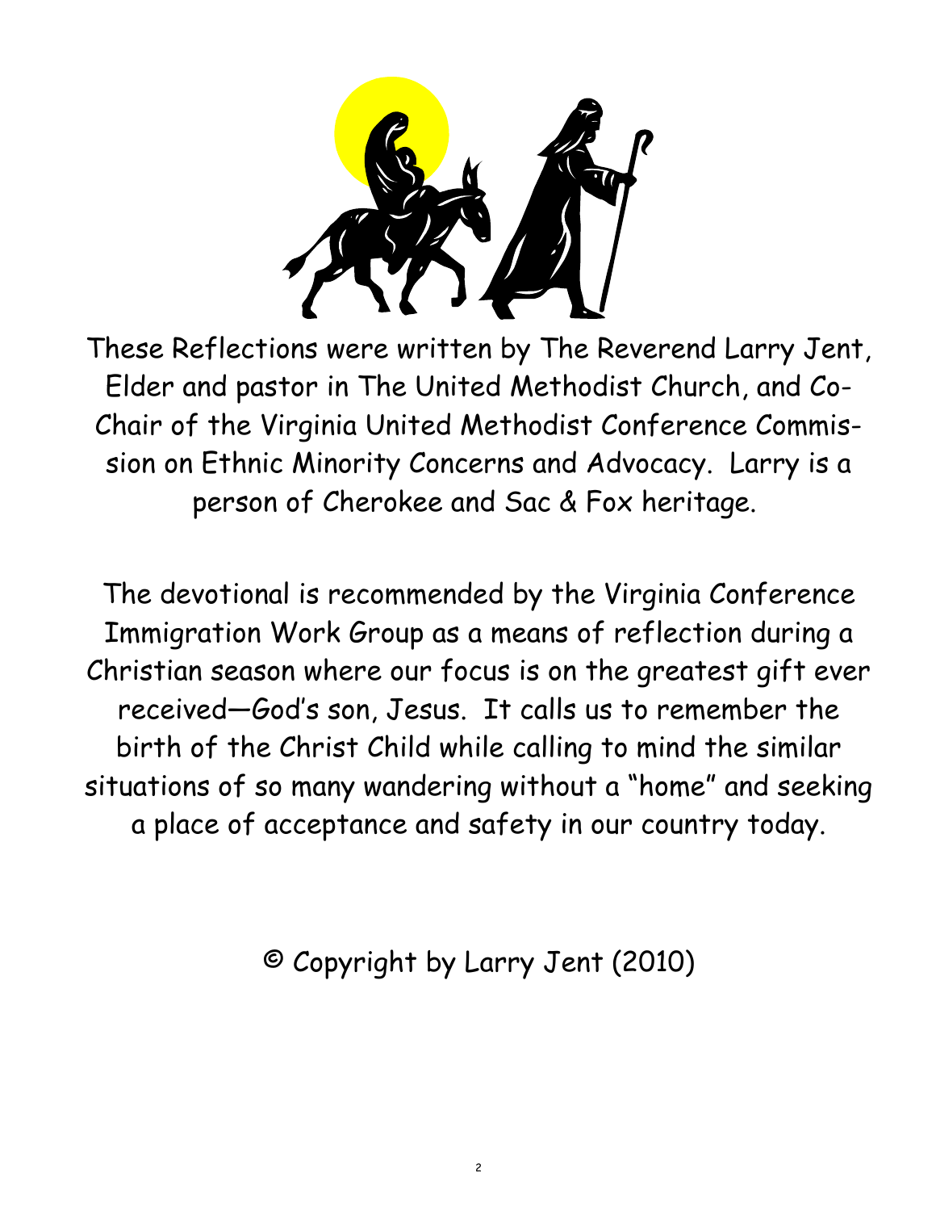These Reflections were written by The Reverend Larry Jent, Elder and pastor in The United Methodist Church, and Co-Chair of the Virginia United Methodist Conference Commission on Ethnic Minority Concerns and Advocacy. Larry is a person of Cherokee and Sac & Fox heritage.

The devotional is recommended by the Virginia Conference Immigration Work Group as a means of reflection during a Christian season where our focus is on the greatest gift ever received—God's son, Jesus. It calls us to remember the birth of the Christ Child while calling to mind the similar situations of so many wandering without a "home" and seeking a place of acceptance and safety in our country today.

© Copyright by Larry Jent (2010)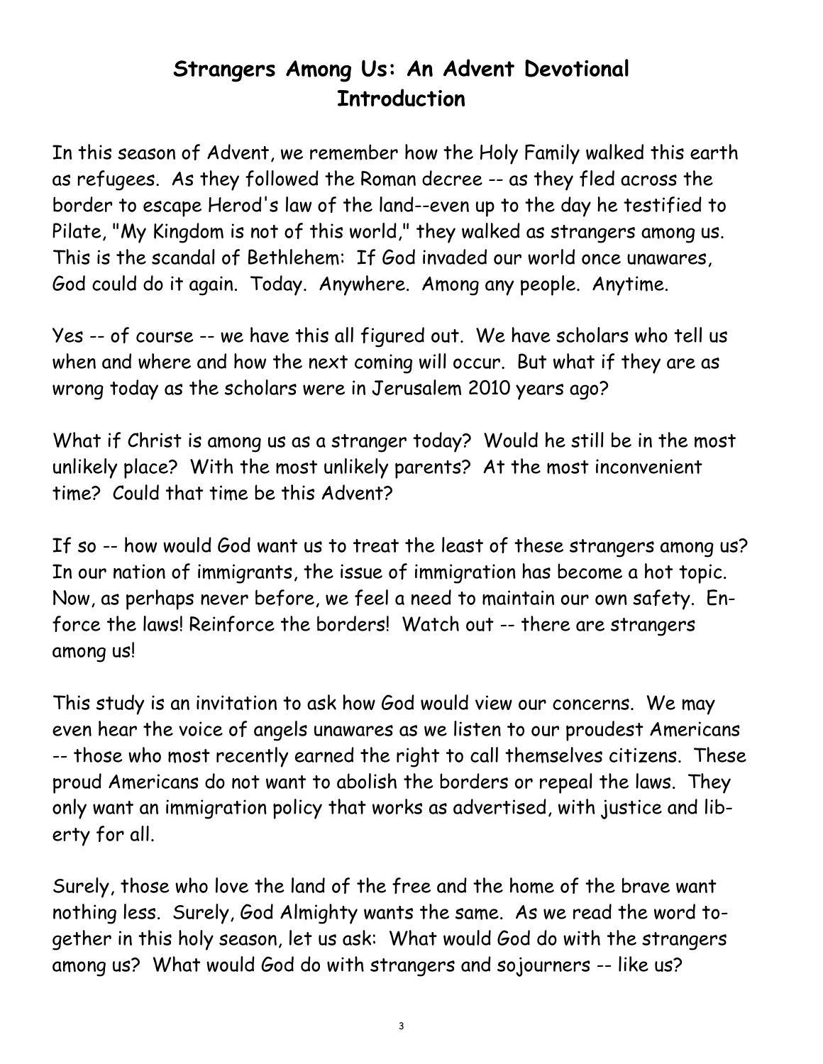# Strangers Among Us: An Advent Devotional
## Introduction

In this season of Advent, we remember how the Holy Family walked this earth as refugees. As they followed the Roman decree -- as they fled across the border to escape Herod's law of the land--even up to the day he testified to Pilate, "My Kingdom is not of this world," they walked as strangers among us. This is the scandal of Bethlehem: If God invaded our world once unawares, God could do it again. Today. Anywhere. Among any people. Anytime.

Yes -- of course -- we have this all figured out. We have scholars who tell us when and where and how the next coming will occur. But what if they are as wrong today as the scholars were in Jerusalem 2010 years ago?

What if Christ is among us as a stranger today? Would he still be in the most unlikely place? With the most unlikely parents? At the most inconvenient time? Could that time be this Advent?

If so -- how would God want us to treat the least of these strangers among us? In our nation of immigrants, the issue of immigration has become a hot topic. Now, as perhaps never before, we feel a need to maintain our own safety. Enforce the laws! Reinforce the borders! Watch out -- there are strangers among us!

This study is an invitation to ask how God would view our concerns. We may even hear the voice of angels unawares as we listen to our proudest Americans -- those who most recently earned the right to call themselves citizens. These proud Americans do not want to abolish the borders or repeal the laws. They only want an immigration policy that works as advertised, with justice and liberty for all.

Surely, those who love the land of the free and the home of the brave want nothing less. Surely, God Almighty wants the same. As we read the word together in this holy season, let us ask: What would God do with the strangers among us? What would God do with strangers and sojourners -- like us?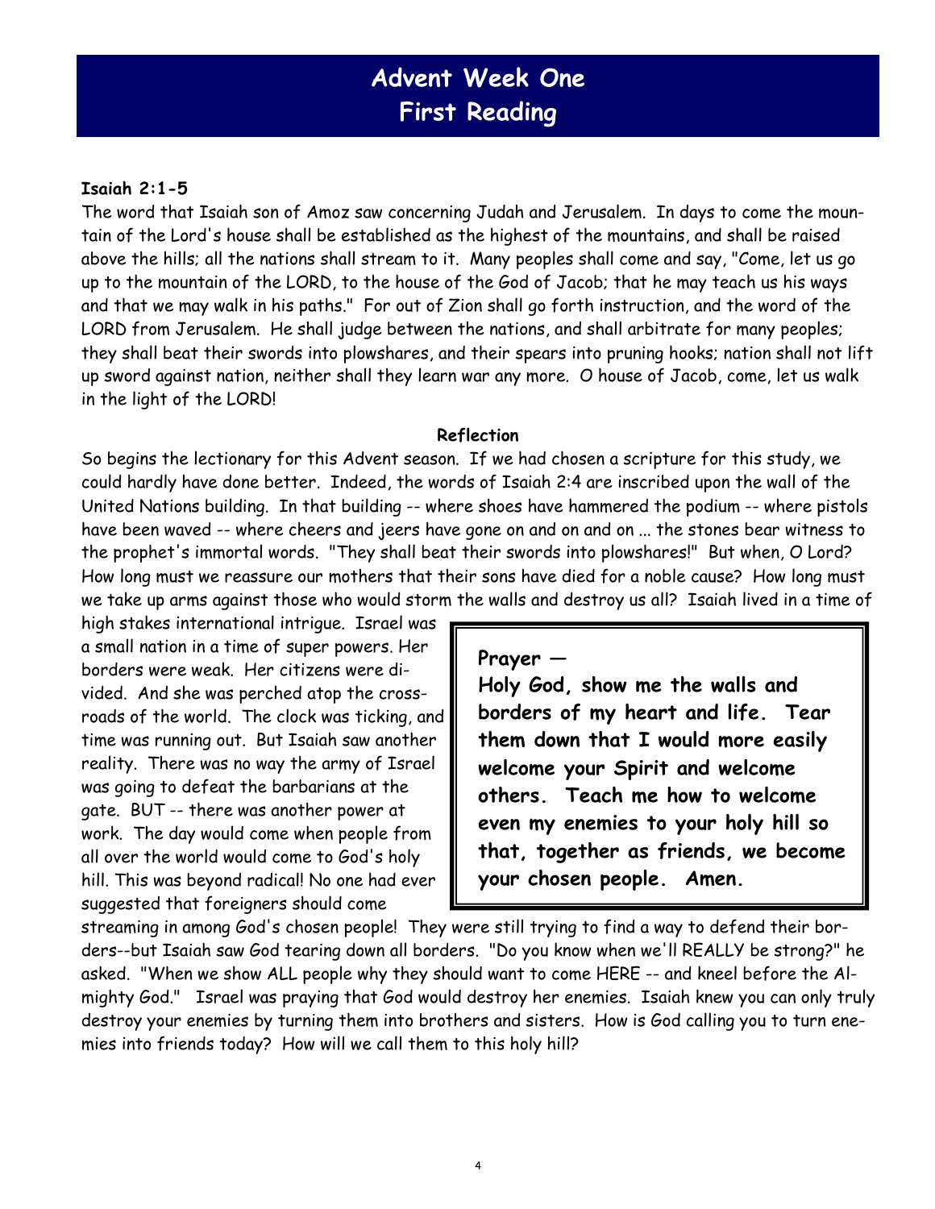# Advent Week One
# First Reading

**Isaiah 2:1-5**

The word that Isaiah son of Amoz saw concerning Judah and Jerusalem. In days to come the mountain of the Lord's house shall be established as the highest of the mountains, and shall be raised above the hills; all the nations shall stream to it. Many peoples shall come and say, "Come, let us go up to the mountain of the LORD, to the house of the God of Jacob; that he may teach us his ways and that we may walk in his paths." For out of Zion shall go forth instruction, and the word of the LORD from Jerusalem. He shall judge between the nations, and shall arbitrate for many peoples; they shall beat their swords into plowshares, and their spears into pruning hooks; nation shall not lift up sword against nation, neither shall they learn war any more. O house of Jacob, come, let us walk in the light of the LORD!

**Reflection**

So begins the lectionary for this Advent season. If we had chosen a scripture for this study, we could hardly have done better. Indeed, the words of Isaiah 2:4 are inscribed upon the wall of the United Nations building. In that building -- where shoes have hammered the podium -- where pistols have been waved -- where cheers and jeers have gone on and on and on ... the stones bear witness to the prophet's immortal words. "They shall beat their swords into plowshares!" But when, O Lord? How long must we reassure our mothers that their sons have died for a noble cause? How long must we take up arms against those who would storm the walls and destroy us all? Isaiah lived in a time of high stakes international intrigue. Israel was a small nation in a time of super powers. Her borders were weak. Her citizens were divided. And she was perched atop the crossroads of the world. The clock was ticking, and time was running out. But Isaiah saw another reality. There was no way the army of Israel was going to defeat the barbarians at the gate. BUT -- there was another power at work. The day would come when people from all over the world would come to God's holy hill. This was beyond radical! No one had ever suggested that foreigners should come streaming in among God's chosen people! They were still trying to find a way to defend their borders--but Isaiah saw God tearing down all borders. "Do you know when we'll REALLY be strong?" he asked. "When we show ALL people why they should want to come HERE -- and kneel before the Almighty God." Israel was praying that God would destroy her enemies. Isaiah knew you can only truly destroy your enemies by turning them into brothers and sisters. How is God calling you to turn enemies into friends today? How will we call them to this holy hill?

> **Prayer —**
> **Holy God, show me the walls and borders of my heart and life. Tear them down that I would more easily welcome your Spirit and welcome others. Teach me how to welcome even my enemies to your holy hill so that, together as friends, we become your chosen people. Amen.**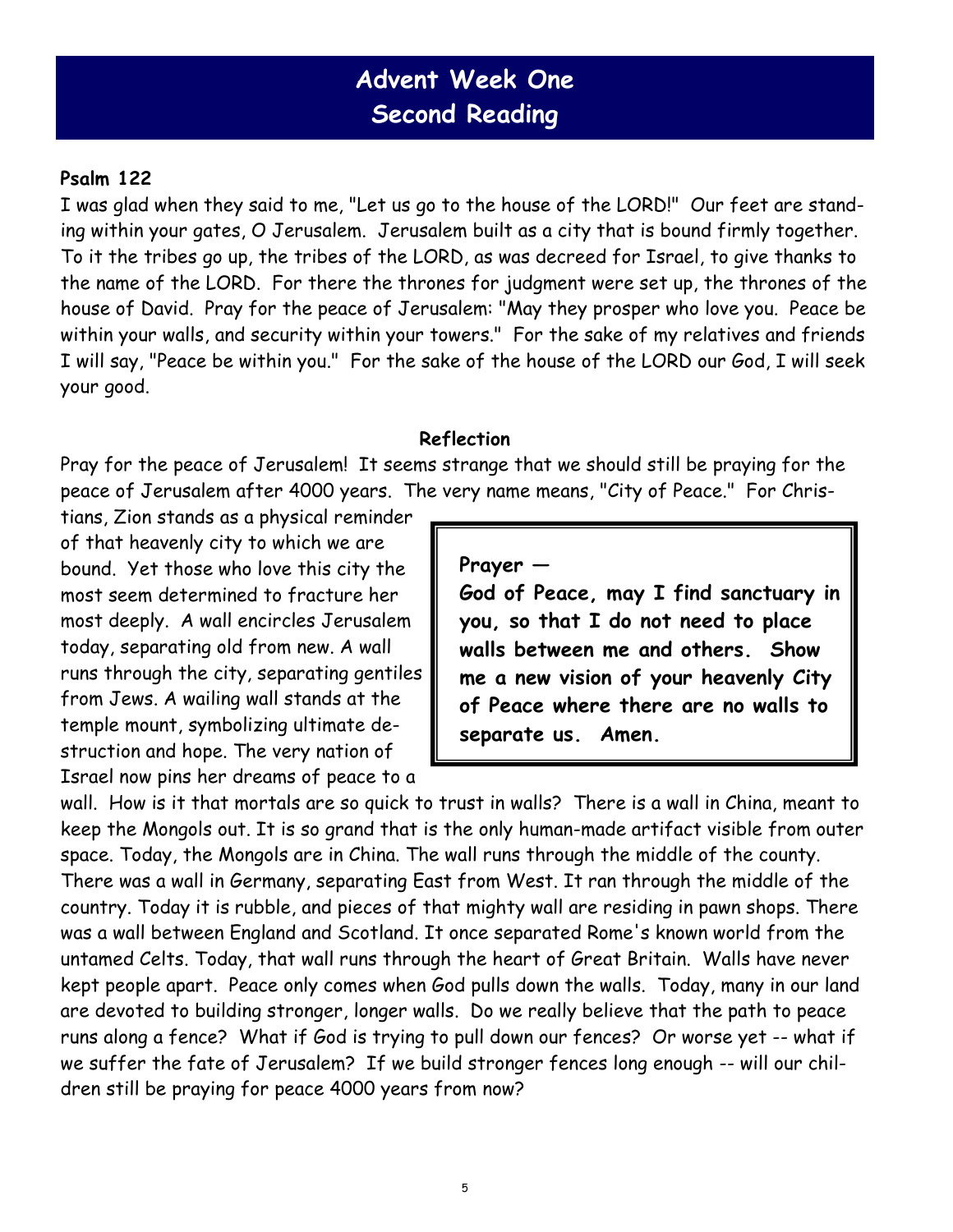# Advent Week One
# Second Reading

**Psalm 122**

I was glad when they said to me, "Let us go to the house of the LORD!" Our feet are standing within your gates, O Jerusalem. Jerusalem built as a city that is bound firmly together. To it the tribes go up, the tribes of the LORD, as was decreed for Israel, to give thanks to the name of the LORD. For there the thrones for judgment were set up, the thrones of the house of David. Pray for the peace of Jerusalem: "May they prosper who love you. Peace be within your walls, and security within your towers." For the sake of my relatives and friends I will say, "Peace be within you." For the sake of the house of the LORD our God, I will seek your good.

**Reflection**

Pray for the peace of Jerusalem! It seems strange that we should still be praying for the peace of Jerusalem after 4000 years. The very name means, "City of Peace." For Christians, Zion stands as a physical reminder of that heavenly city to which we are bound. Yet those who love this city the most seem determined to fracture her most deeply. A wall encircles Jerusalem today, separating old from new. A wall runs through the city, separating gentiles from Jews. A wailing wall stands at the temple mount, symbolizing ultimate destruction and hope. The very nation of Israel now pins her dreams of peace to a wall. How is it that mortals are so quick to trust in walls? There is a wall in China, meant to keep the Mongols out. It is so grand that is the only human-made artifact visible from outer space. Today, the Mongols are in China. The wall runs through the middle of the county. There was a wall in Germany, separating East from West. It ran through the middle of the country. Today it is rubble, and pieces of that mighty wall are residing in pawn shops. There was a wall between England and Scotland. It once separated Rome's known world from the untamed Celts. Today, that wall runs through the heart of Great Britain. Walls have never kept people apart. Peace only comes when God pulls down the walls. Today, many in our land are devoted to building stronger, longer walls. Do we really believe that the path to peace runs along a fence? What if God is trying to pull down our fences? Or worse yet -- what if we suffer the fate of Jerusalem? If we build stronger fences long enough -- will our children still be praying for peace 4000 years from now?

**Prayer —**
**God of Peace, may I find sanctuary in you, so that I do not need to place walls between me and others. Show me a new vision of your heavenly City of Peace where there are no walls to separate us. Amen.**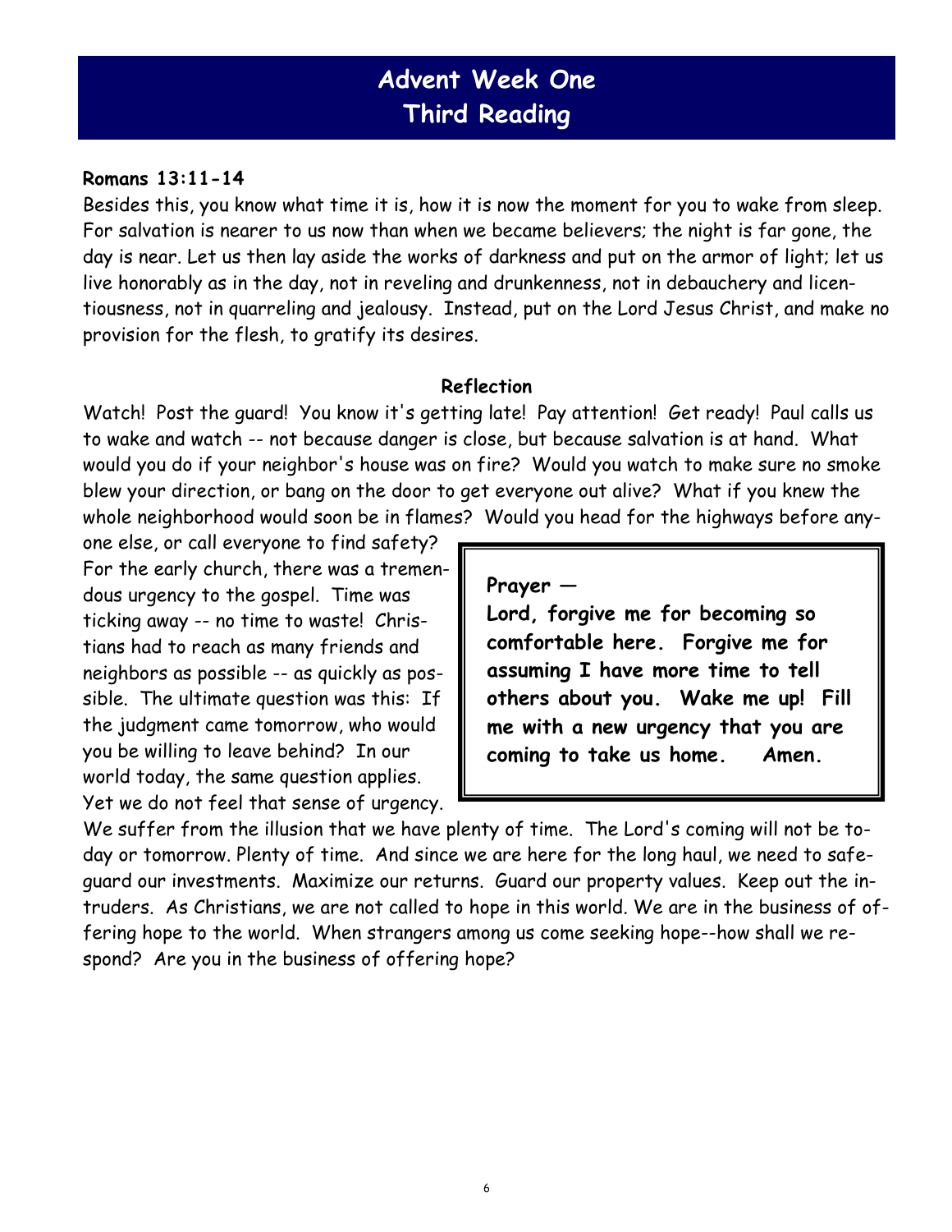# Advent Week One
# Third Reading

**Romans 13:11-14**

Besides this, you know what time it is, how it is now the moment for you to wake from sleep. For salvation is nearer to us now than when we became believers; the night is far gone, the day is near. Let us then lay aside the works of darkness and put on the armor of light; let us live honorably as in the day, not in reveling and drunkenness, not in debauchery and licentiousness, not in quarreling and jealousy. Instead, put on the Lord Jesus Christ, and make no provision for the flesh, to gratify its desires.

**Reflection**

Watch! Post the guard! You know it's getting late! Pay attention! Get ready! Paul calls us to wake and watch -- not because danger is close, but because salvation is at hand. What would you do if your neighbor's house was on fire? Would you watch to make sure no smoke blew your direction, or bang on the door to get everyone out alive? What if you knew the whole neighborhood would soon be in flames? Would you head for the highways before anyone else, or call everyone to find safety? For the early church, there was a tremendous urgency to the gospel. Time was ticking away -- no time to waste! Christians had to reach as many friends and neighbors as possible -- as quickly as possible. The ultimate question was this: If the judgment came tomorrow, who would you be willing to leave behind? In our world today, the same question applies. Yet we do not feel that sense of urgency. We suffer from the illusion that we have plenty of time. The Lord's coming will not be today or tomorrow. Plenty of time. And since we are here for the long haul, we need to safeguard our investments. Maximize our returns. Guard our property values. Keep out the intruders. As Christians, we are not called to hope in this world. We are in the business of offering hope to the world. When strangers among us come seeking hope--how shall we respond? Are you in the business of offering hope?

**Prayer —**
**Lord, forgive me for becoming so comfortable here. Forgive me for assuming I have more time to tell others about you. Wake me up! Fill me with a new urgency that you are coming to take us home. Amen.**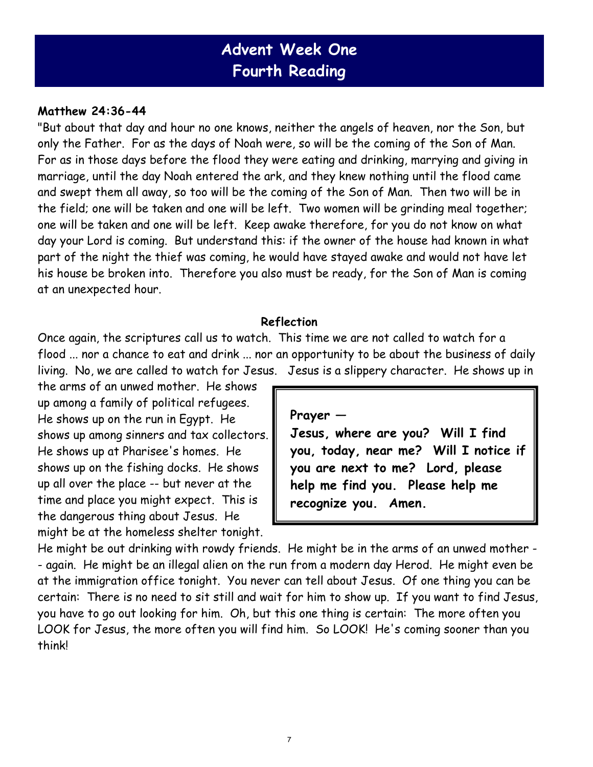# Advent Week One
# Fourth Reading

**Matthew 24:36-44**

"But about that day and hour no one knows, neither the angels of heaven, nor the Son, but only the Father. For as the days of Noah were, so will be the coming of the Son of Man. For as in those days before the flood they were eating and drinking, marrying and giving in marriage, until the day Noah entered the ark, and they knew nothing until the flood came and swept them all away, so too will be the coming of the Son of Man. Then two will be in the field; one will be taken and one will be left. Two women will be grinding meal together; one will be taken and one will be left. Keep awake therefore, for you do not know on what day your Lord is coming. But understand this: if the owner of the house had known in what part of the night the thief was coming, he would have stayed awake and would not have let his house be broken into. Therefore you also must be ready, for the Son of Man is coming at an unexpected hour.

**Reflection**

Once again, the scriptures call us to watch. This time we are not called to watch for a flood ... nor a chance to eat and drink ... nor an opportunity to be about the business of daily living. No, we are called to watch for Jesus. Jesus is a slippery character. He shows up in the arms of an unwed mother. He shows up among a family of political refugees. He shows up on the run in Egypt. He shows up among sinners and tax collectors. He shows up at Pharisee's homes. He shows up on the fishing docks. He shows up all over the place -- but never at the time and place you might expect. This is the dangerous thing about Jesus. He might be at the homeless shelter tonight. He might be out drinking with rowdy friends. He might be in the arms of an unwed mother -- again. He might be an illegal alien on the run from a modern day Herod. He might even be at the immigration office tonight. You never can tell about Jesus. Of one thing you can be certain: There is no need to sit still and wait for him to show up. If you want to find Jesus, you have to go out looking for him. Oh, but this one thing is certain: The more often you LOOK for Jesus, the more often you will find him. So LOOK! He's coming sooner than you think!

> **Prayer —**
> **Jesus, where are you? Will I find you, today, near me? Will I notice if you are next to me? Lord, please help me find you. Please help me recognize you. Amen.**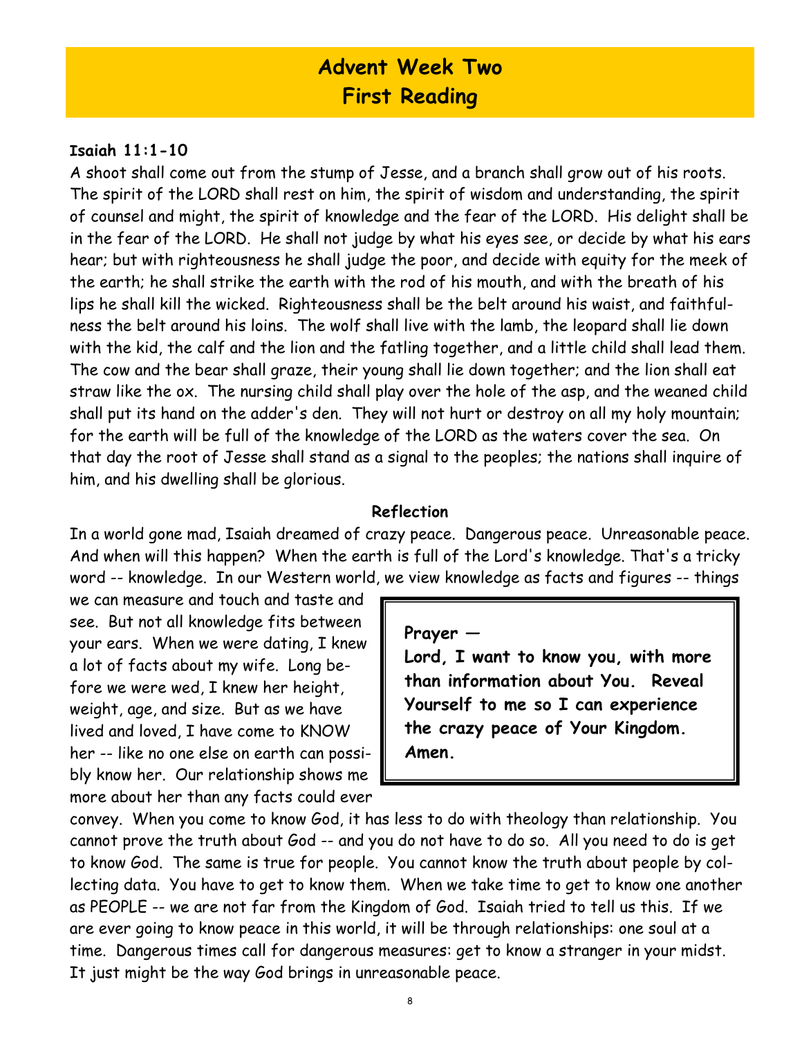# Advent Week Two
# First Reading

**Isaiah 11:1-10**

A shoot shall come out from the stump of Jesse, and a branch shall grow out of his roots. The spirit of the LORD shall rest on him, the spirit of wisdom and understanding, the spirit of counsel and might, the spirit of knowledge and the fear of the LORD. His delight shall be in the fear of the LORD. He shall not judge by what his eyes see, or decide by what his ears hear; but with righteousness he shall judge the poor, and decide with equity for the meek of the earth; he shall strike the earth with the rod of his mouth, and with the breath of his lips he shall kill the wicked. Righteousness shall be the belt around his waist, and faithfulness the belt around his loins. The wolf shall live with the lamb, the leopard shall lie down with the kid, the calf and the lion and the fatling together, and a little child shall lead them. The cow and the bear shall graze, their young shall lie down together; and the lion shall eat straw like the ox. The nursing child shall play over the hole of the asp, and the weaned child shall put its hand on the adder's den. They will not hurt or destroy on all my holy mountain; for the earth will be full of the knowledge of the LORD as the waters cover the sea. On that day the root of Jesse shall stand as a signal to the peoples; the nations shall inquire of him, and his dwelling shall be glorious.

**Reflection**

In a world gone mad, Isaiah dreamed of crazy peace. Dangerous peace. Unreasonable peace. And when will this happen? When the earth is full of the Lord's knowledge. That's a tricky word -- knowledge. In our Western world, we view knowledge as facts and figures -- things we can measure and touch and taste and see. But not all knowledge fits between your ears. When we were dating, I knew a lot of facts about my wife. Long before we were wed, I knew her height, weight, age, and size. But as we have lived and loved, I have come to KNOW her -- like no one else on earth can possibly know her. Our relationship shows me more about her than any facts could ever convey. When you come to know God, it has less to do with theology than relationship. You cannot prove the truth about God -- and you do not have to do so. All you need to do is get to know God. The same is true for people. You cannot know the truth about people by collecting data. You have to get to know them. When we take time to get to know one another as PEOPLE -- we are not far from the Kingdom of God. Isaiah tried to tell us this. If we are ever going to know peace in this world, it will be through relationships: one soul at a time. Dangerous times call for dangerous measures: get to know a stranger in your midst. It just might be the way God brings in unreasonable peace.

> **Prayer —**
> **Lord, I want to know you, with more than information about You. Reveal Yourself to me so I can experience the crazy peace of Your Kingdom. Amen.**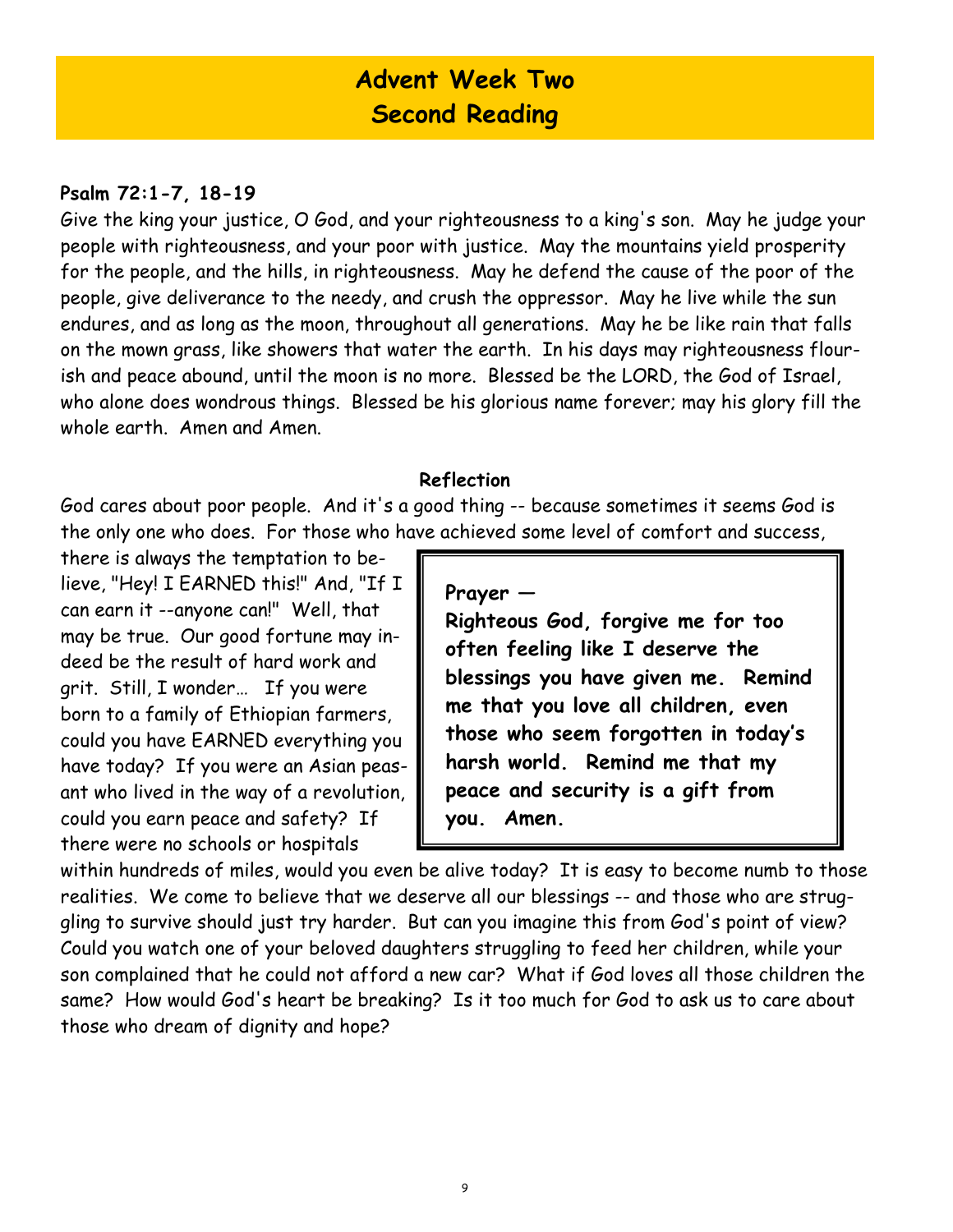# Advent Week Two
## Second Reading

**Psalm 72:1-7, 18-19**

Give the king your justice, O God, and your righteousness to a king's son. May he judge your people with righteousness, and your poor with justice. May the mountains yield prosperity for the people, and the hills, in righteousness. May he defend the cause of the poor of the people, give deliverance to the needy, and crush the oppressor. May he live while the sun endures, and as long as the moon, throughout all generations. May he be like rain that falls on the mown grass, like showers that water the earth. In his days may righteousness flourish and peace abound, until the moon is no more. Blessed be the LORD, the God of Israel, who alone does wondrous things. Blessed be his glorious name forever; may his glory fill the whole earth. Amen and Amen.

**Reflection**

God cares about poor people. And it's a good thing -- because sometimes it seems God is the only one who does. For those who have achieved some level of comfort and success, there is always the temptation to believe, "Hey! I EARNED this!" And, "If I can earn it --anyone can!" Well, that may be true. Our good fortune may indeed be the result of hard work and grit. Still, I wonder… If you were born to a family of Ethiopian farmers, could you have EARNED everything you have today? If you were an Asian peasant who lived in the way of a revolution, could you earn peace and safety? If there were no schools or hospitals within hundreds of miles, would you even be alive today? It is easy to become numb to those realities. We come to believe that we deserve all our blessings -- and those who are struggling to survive should just try harder. But can you imagine this from God's point of view? Could you watch one of your beloved daughters struggling to feed her children, while your son complained that he could not afford a new car? What if God loves all those children the same? How would God's heart be breaking? Is it too much for God to ask us to care about those who dream of dignity and hope?

**Prayer —**

**Righteous God, forgive me for too often feeling like I deserve the blessings you have given me. Remind me that you love all children, even those who seem forgotten in today's harsh world. Remind me that my peace and security is a gift from you. Amen.**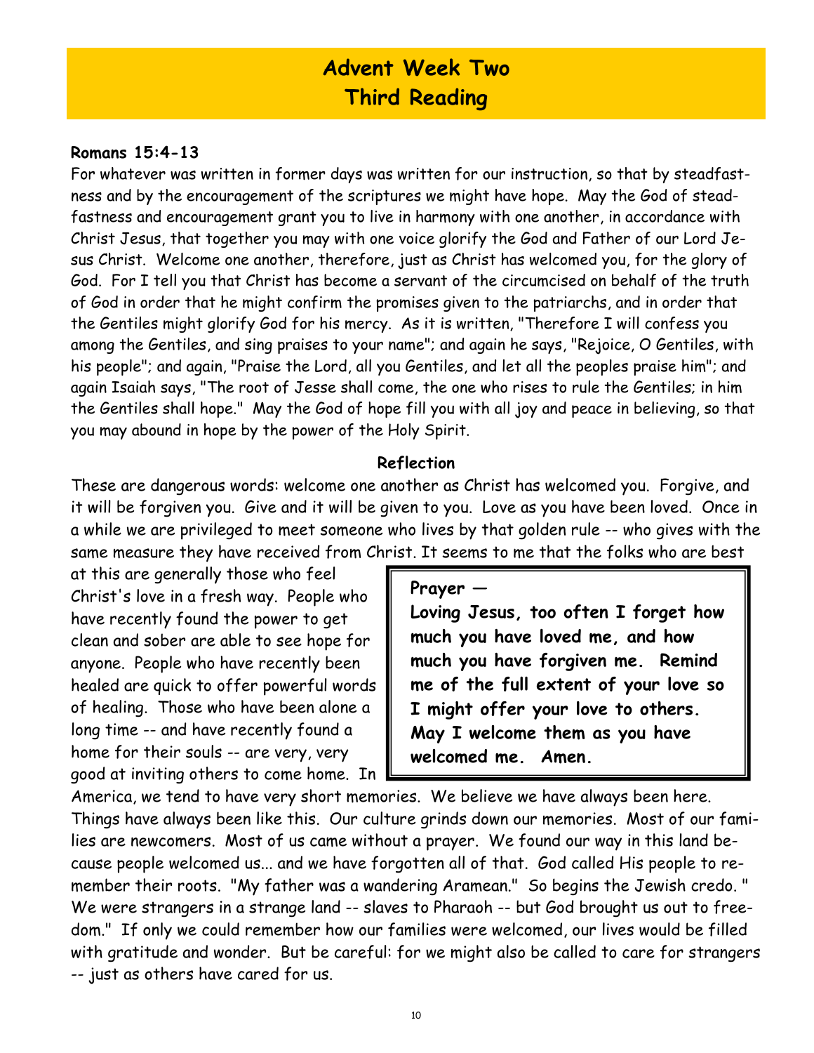# Advent Week Two
# Third Reading

**Romans 15:4-13**

For whatever was written in former days was written for our instruction, so that by steadfastness and by the encouragement of the scriptures we might have hope. May the God of steadfastness and encouragement grant you to live in harmony with one another, in accordance with Christ Jesus, that together you may with one voice glorify the God and Father of our Lord Jesus Christ. Welcome one another, therefore, just as Christ has welcomed you, for the glory of God. For I tell you that Christ has become a servant of the circumcised on behalf of the truth of God in order that he might confirm the promises given to the patriarchs, and in order that the Gentiles might glorify God for his mercy. As it is written, "Therefore I will confess you among the Gentiles, and sing praises to your name"; and again he says, "Rejoice, O Gentiles, with his people"; and again, "Praise the Lord, all you Gentiles, and let all the peoples praise him"; and again Isaiah says, "The root of Jesse shall come, the one who rises to rule the Gentiles; in him the Gentiles shall hope." May the God of hope fill you with all joy and peace in believing, so that you may abound in hope by the power of the Holy Spirit.

**Reflection**

These are dangerous words: welcome one another as Christ has welcomed you. Forgive, and it will be forgiven you. Give and it will be given to you. Love as you have been loved. Once in a while we are privileged to meet someone who lives by that golden rule -- who gives with the same measure they have received from Christ. It seems to me that the folks who are best at this are generally those who feel Christ's love in a fresh way. People who have recently found the power to get clean and sober are able to see hope for anyone. People who have recently been healed are quick to offer powerful words of healing. Those who have been alone a long time -- and have recently found a home for their souls -- are very, very good at inviting others to come home. In America, we tend to have very short memories. We believe we have always been here. Things have always been like this. Our culture grinds down our memories. Most of our families are newcomers. Most of us came without a prayer. We found our way in this land because people welcomed us... and we have forgotten all of that. God called His people to remember their roots. "My father was a wandering Aramean." So begins the Jewish credo. " We were strangers in a strange land -- slaves to Pharaoh -- but God brought us out to freedom." If only we could remember how our families were welcomed, our lives would be filled with gratitude and wonder. But be careful: for we might also be called to care for strangers -- just as others have cared for us.

**Prayer —**
**Loving Jesus, too often I forget how much you have loved me, and how much you have forgiven me. Remind me of the full extent of your love so I might offer your love to others. May I welcome them as you have welcomed me. Amen.**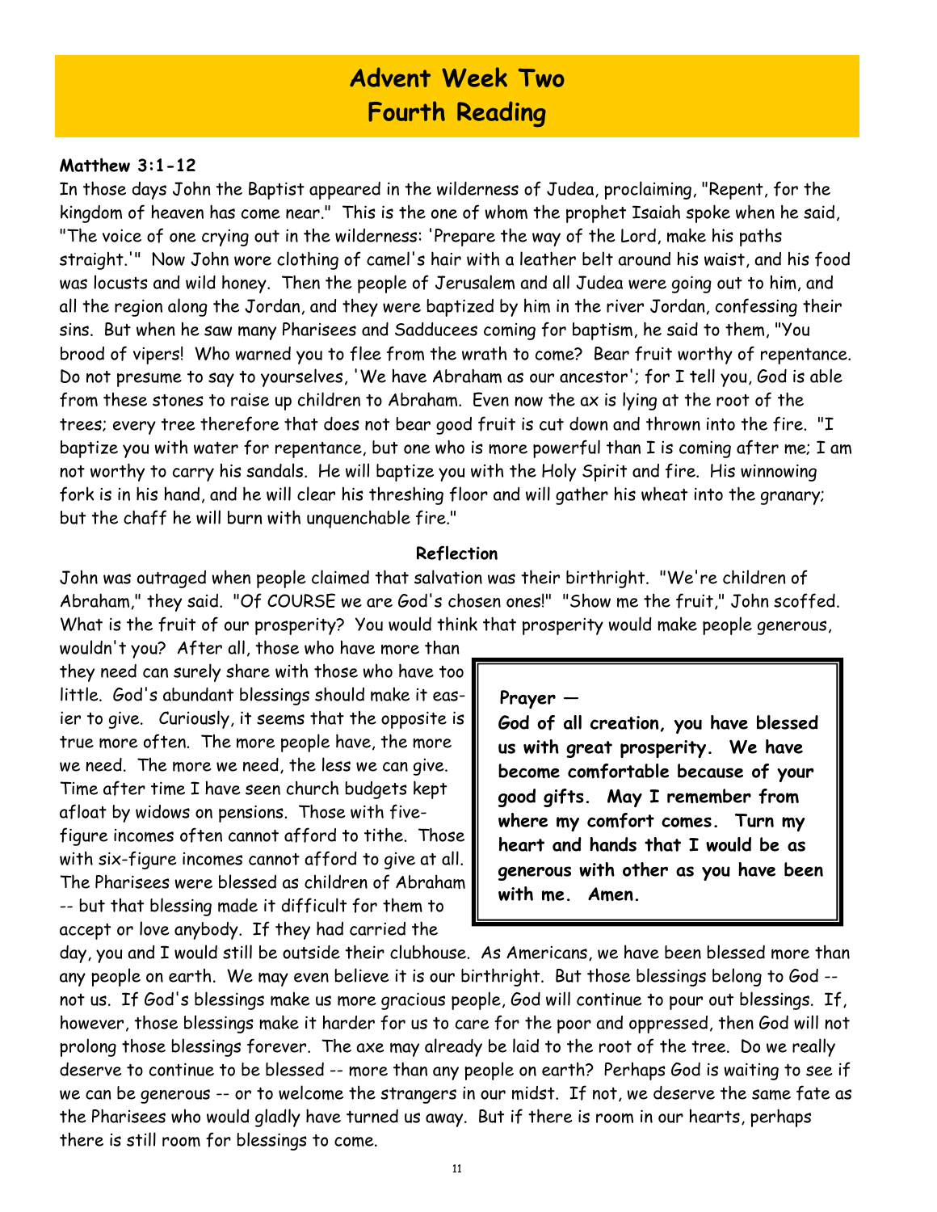# Advent Week Two
# Fourth Reading

**Matthew 3:1-12**

In those days John the Baptist appeared in the wilderness of Judea, proclaiming, "Repent, for the kingdom of heaven has come near." This is the one of whom the prophet Isaiah spoke when he said, "The voice of one crying out in the wilderness: 'Prepare the way of the Lord, make his paths straight.'" Now John wore clothing of camel's hair with a leather belt around his waist, and his food was locusts and wild honey. Then the people of Jerusalem and all Judea were going out to him, and all the region along the Jordan, and they were baptized by him in the river Jordan, confessing their sins. But when he saw many Pharisees and Sadducees coming for baptism, he said to them, "You brood of vipers! Who warned you to flee from the wrath to come? Bear fruit worthy of repentance. Do not presume to say to yourselves, 'We have Abraham as our ancestor'; for I tell you, God is able from these stones to raise up children to Abraham. Even now the ax is lying at the root of the trees; every tree therefore that does not bear good fruit is cut down and thrown into the fire. "I baptize you with water for repentance, but one who is more powerful than I is coming after me; I am not worthy to carry his sandals. He will baptize you with the Holy Spirit and fire. His winnowing fork is in his hand, and he will clear his threshing floor and will gather his wheat into the granary; but the chaff he will burn with unquenchable fire."

**Reflection**

John was outraged when people claimed that salvation was their birthright. "We're children of Abraham," they said. "Of COURSE we are God's chosen ones!" "Show me the fruit," John scoffed. What is the fruit of our prosperity? You would think that prosperity would make people generous, wouldn't you? After all, those who have more than they need can surely share with those who have too little. God's abundant blessings should make it easier to give. Curiously, it seems that the opposite is true more often. The more people have, the more we need. The more we need, the less we can give. Time after time I have seen church budgets kept afloat by widows on pensions. Those with five-figure incomes often cannot afford to tithe. Those with six-figure incomes cannot afford to give at all. The Pharisees were blessed as children of Abraham -- but that blessing made it difficult for them to accept or love anybody. If they had carried the day, you and I would still be outside their clubhouse. As Americans, we have been blessed more than any people on earth. We may even believe it is our birthright. But those blessings belong to God -- not us. If God's blessings make us more gracious people, God will continue to pour out blessings. If, however, those blessings make it harder for us to care for the poor and oppressed, then God will not prolong those blessings forever. The axe may already be laid to the root of the tree. Do we really deserve to continue to be blessed -- more than any people on earth? Perhaps God is waiting to see if we can be generous -- or to welcome the strangers in our midst. If not, we deserve the same fate as the Pharisees who would gladly have turned us away. But if there is room in our hearts, perhaps there is still room for blessings to come.

**Prayer —**

**God of all creation, you have blessed us with great prosperity. We have become comfortable because of your good gifts. May I remember from where my comfort comes. Turn my heart and hands that I would be as generous with other as you have been with me. Amen.**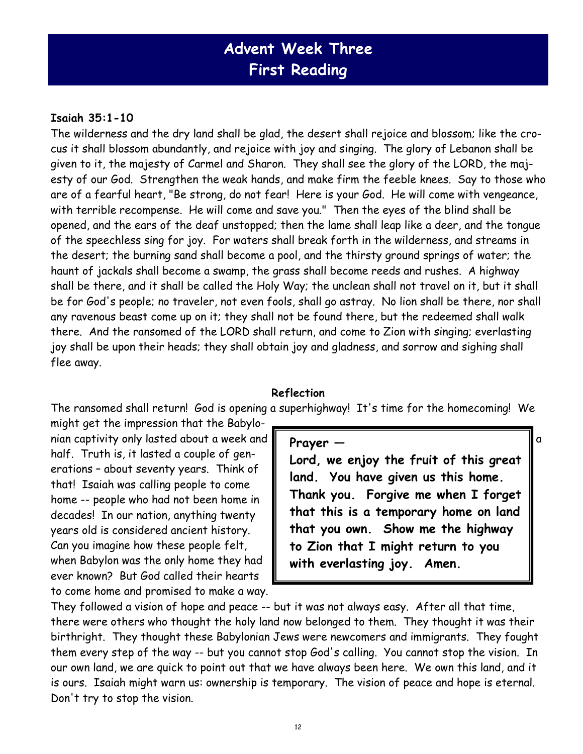# Advent Week Three
## First Reading

**Isaiah 35:1-10**

The wilderness and the dry land shall be glad, the desert shall rejoice and blossom; like the crocus it shall blossom abundantly, and rejoice with joy and singing. The glory of Lebanon shall be given to it, the majesty of Carmel and Sharon. They shall see the glory of the LORD, the majesty of our God. Strengthen the weak hands, and make firm the feeble knees. Say to those who are of a fearful heart, "Be strong, do not fear! Here is your God. He will come with vengeance, with terrible recompense. He will come and save you." Then the eyes of the blind shall be opened, and the ears of the deaf unstopped; then the lame shall leap like a deer, and the tongue of the speechless sing for joy. For waters shall break forth in the wilderness, and streams in the desert; the burning sand shall become a pool, and the thirsty ground springs of water; the haunt of jackals shall become a swamp, the grass shall become reeds and rushes. A highway shall be there, and it shall be called the Holy Way; the unclean shall not travel on it, but it shall be for God's people; no traveler, not even fools, shall go astray. No lion shall be there, nor shall any ravenous beast come up on it; they shall not be found there, but the redeemed shall walk there. And the ransomed of the LORD shall return, and come to Zion with singing; everlasting joy shall be upon their heads; they shall obtain joy and gladness, and sorrow and sighing shall flee away.

**Reflection**

The ransomed shall return! God is opening a superhighway! It's time for the homecoming! We might get the impression that the Babylonian captivity only lasted about a week and a half. Truth is, it lasted a couple of generations – about seventy years. Think of that! Isaiah was calling people to come home -- people who had not been home in decades! In our nation, anything twenty years old is considered ancient history. Can you imagine how these people felt, when Babylon was the only home they had ever known? But God called their hearts to come home and promised to make a way. They followed a vision of hope and peace -- but it was not always easy. After all that time, there were others who thought the holy land now belonged to them. They thought it was their birthright. They thought these Babylonian Jews were newcomers and immigrants. They fought them every step of the way -- but you cannot stop God's calling. You cannot stop the vision. In our own land, we are quick to point out that we have always been here. We own this land, and it is ours. Isaiah might warn us: ownership is temporary. The vision of peace and hope is eternal. Don't try to stop the vision.

> **Prayer —**
>
> **Lord, we enjoy the fruit of this great land. You have given us this home. Thank you. Forgive me when I forget that this is a temporary home on land that you own. Show me the highway to Zion that I might return to you with everlasting joy. Amen.**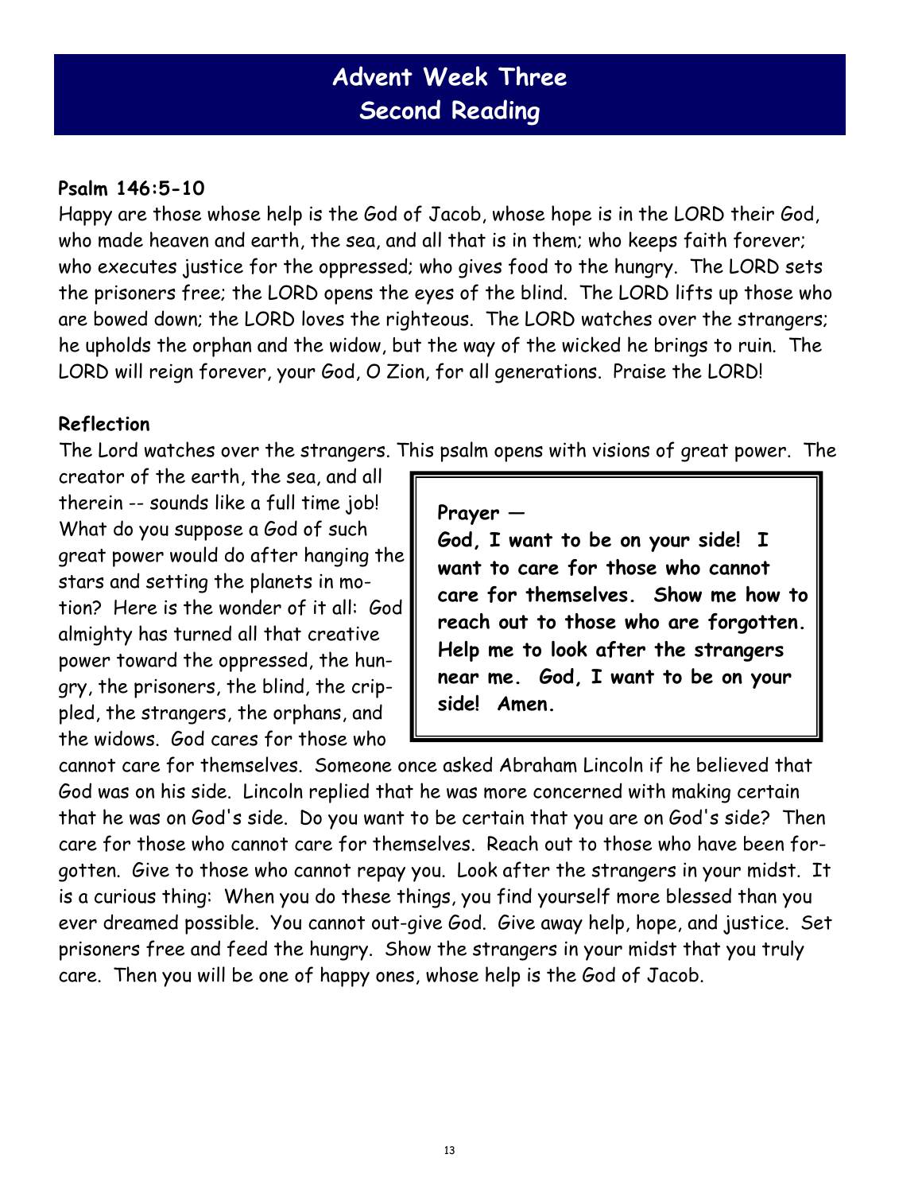# Advent Week Three
# Second Reading

**Psalm 146:5-10**

Happy are those whose help is the God of Jacob, whose hope is in the LORD their God, who made heaven and earth, the sea, and all that is in them; who keeps faith forever; who executes justice for the oppressed; who gives food to the hungry. The LORD sets the prisoners free; the LORD opens the eyes of the blind. The LORD lifts up those who are bowed down; the LORD loves the righteous. The LORD watches over the strangers; he upholds the orphan and the widow, but the way of the wicked he brings to ruin. The LORD will reign forever, your God, O Zion, for all generations. Praise the LORD!

**Reflection**

The Lord watches over the strangers. This psalm opens with visions of great power. The creator of the earth, the sea, and all therein -- sounds like a full time job! What do you suppose a God of such great power would do after hanging the stars and setting the planets in motion? Here is the wonder of it all: God almighty has turned all that creative power toward the oppressed, the hungry, the prisoners, the blind, the crippled, the strangers, the orphans, and the widows. God cares for those who cannot care for themselves. Someone once asked Abraham Lincoln if he believed that God was on his side. Lincoln replied that he was more concerned with making certain that he was on God's side. Do you want to be certain that you are on God's side? Then care for those who cannot care for themselves. Reach out to those who have been forgotten. Give to those who cannot repay you. Look after the strangers in your midst. It is a curious thing: When you do these things, you find yourself more blessed than you ever dreamed possible. You cannot out-give God. Give away help, hope, and justice. Set prisoners free and feed the hungry. Show the strangers in your midst that you truly care. Then you will be one of happy ones, whose help is the God of Jacob.

**Prayer —**
**God, I want to be on your side! I want to care for those who cannot care for themselves. Show me how to reach out to those who are forgotten. Help me to look after the strangers near me. God, I want to be on your side! Amen.**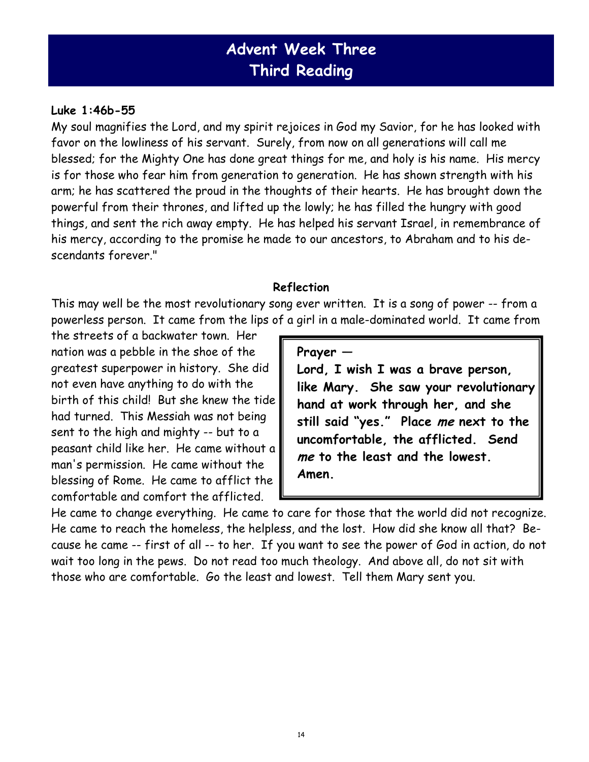# Advent Week Three
# Third Reading

**Luke 1:46b-55**

My soul magnifies the Lord, and my spirit rejoices in God my Savior, for he has looked with favor on the lowliness of his servant. Surely, from now on all generations will call me blessed; for the Mighty One has done great things for me, and holy is his name. His mercy is for those who fear him from generation to generation. He has shown strength with his arm; he has scattered the proud in the thoughts of their hearts. He has brought down the powerful from their thrones, and lifted up the lowly; he has filled the hungry with good things, and sent the rich away empty. He has helped his servant Israel, in remembrance of his mercy, according to the promise he made to our ancestors, to Abraham and to his descendants forever."

**Reflection**

This may well be the most revolutionary song ever written. It is a song of power -- from a powerless person. It came from the lips of a girl in a male-dominated world. It came from the streets of a backwater town. Her nation was a pebble in the shoe of the greatest superpower in history. She did not even have anything to do with the birth of this child! But she knew the tide had turned. This Messiah was not being sent to the high and mighty -- but to a peasant child like her. He came without a man's permission. He came without the blessing of Rome. He came to afflict the comfortable and comfort the afflicted. He came to change everything. He came to care for those that the world did not recognize. He came to reach the homeless, the helpless, and the lost. How did she know all that? Because he came -- first of all -- to her. If you want to see the power of God in action, do not wait too long in the pews. Do not read too much theology. And above all, do not sit with those who are comfortable. Go the least and lowest. Tell them Mary sent you.

> **Prayer —**
> **Lord, I wish I was a brave person, like Mary. She saw your revolutionary hand at work through her, and she still said "yes." Place *me* next to the uncomfortable, the afflicted. Send *me* to the least and the lowest. Amen.**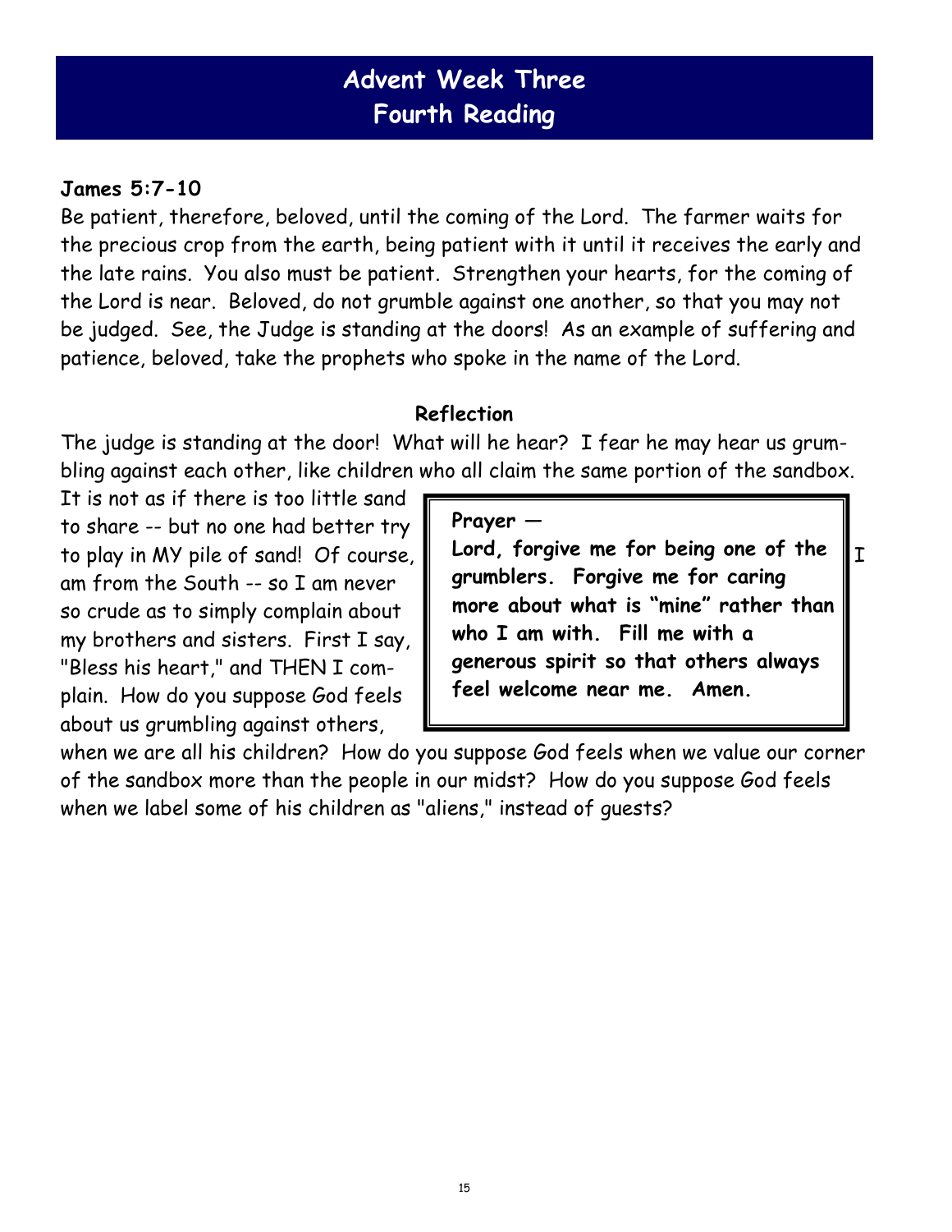# Advent Week Three
# Fourth Reading

**James 5:7-10**

Be patient, therefore, beloved, until the coming of the Lord. The farmer waits for the precious crop from the earth, being patient with it until it receives the early and the late rains. You also must be patient. Strengthen your hearts, for the coming of the Lord is near. Beloved, do not grumble against one another, so that you may not be judged. See, the Judge is standing at the doors! As an example of suffering and patience, beloved, take the prophets who spoke in the name of the Lord.

**Reflection**

The judge is standing at the door! What will he hear? I fear he may hear us grumbling against each other, like children who all claim the same portion of the sandbox. It is not as if there is too little sand to share -- but no one had better try to play in MY pile of sand! Of course, I am from the South -- so I am never so crude as to simply complain about my brothers and sisters. First I say, "Bless his heart," and THEN I complain. How do you suppose God feels about us grumbling against others, when we are all his children? How do you suppose God feels when we value our corner of the sandbox more than the people in our midst? How do you suppose God feels when we label some of his children as "aliens," instead of guests?

**Prayer —**
**Lord, forgive me for being one of the grumblers. Forgive me for caring more about what is "mine" rather than who I am with. Fill me with a generous spirit so that others always feel welcome near me. Amen.**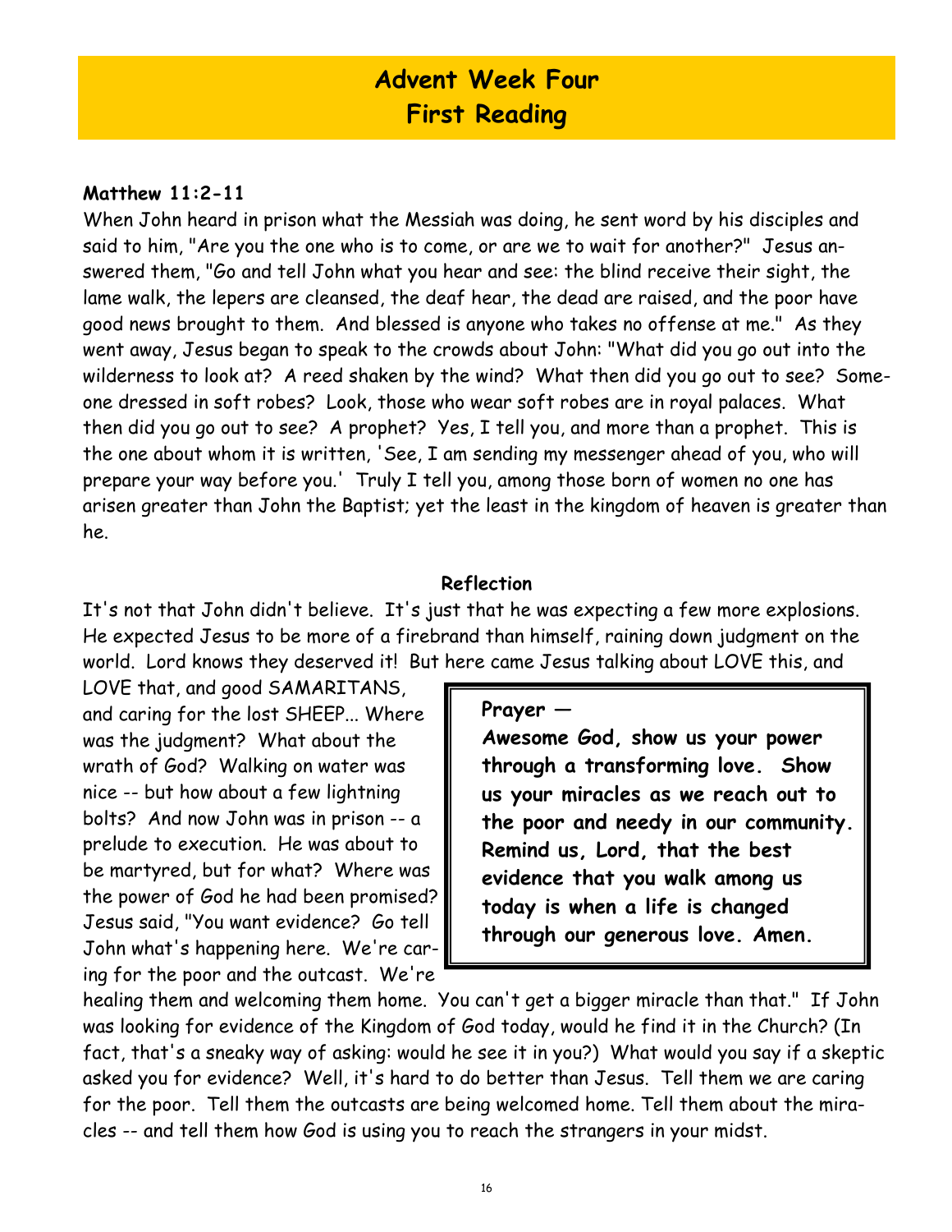# Advent Week Four
## First Reading

**Matthew 11:2-11**

When John heard in prison what the Messiah was doing, he sent word by his disciples and said to him, "Are you the one who is to come, or are we to wait for another?" Jesus answered them, "Go and tell John what you hear and see: the blind receive their sight, the lame walk, the lepers are cleansed, the deaf hear, the dead are raised, and the poor have good news brought to them. And blessed is anyone who takes no offense at me." As they went away, Jesus began to speak to the crowds about John: "What did you go out into the wilderness to look at? A reed shaken by the wind? What then did you go out to see? Someone dressed in soft robes? Look, those who wear soft robes are in royal palaces. What then did you go out to see? A prophet? Yes, I tell you, and more than a prophet. This is the one about whom it is written, 'See, I am sending my messenger ahead of you, who will prepare your way before you.' Truly I tell you, among those born of women no one has arisen greater than John the Baptist; yet the least in the kingdom of heaven is greater than he.

**Reflection**

It's not that John didn't believe. It's just that he was expecting a few more explosions. He expected Jesus to be more of a firebrand than himself, raining down judgment on the world. Lord knows they deserved it! But here came Jesus talking about LOVE this, and LOVE that, and good SAMARITANS, and caring for the lost SHEEP... Where was the judgment? What about the wrath of God? Walking on water was nice -- but how about a few lightning bolts? And now John was in prison -- a prelude to execution. He was about to be martyred, but for what? Where was the power of God he had been promised? Jesus said, "You want evidence? Go tell John what's happening here. We're caring for the poor and the outcast. We're healing them and welcoming them home. You can't get a bigger miracle than that." If John was looking for evidence of the Kingdom of God today, would he find it in the Church? (In fact, that's a sneaky way of asking: would he see it in you?) What would you say if a skeptic asked you for evidence? Well, it's hard to do better than Jesus. Tell them we are caring for the poor. Tell them the outcasts are being welcomed home. Tell them about the miracles -- and tell them how God is using you to reach the strangers in your midst.

**Prayer —**

**Awesome God, show us your power through a transforming love. Show us your miracles as we reach out to the poor and needy in our community. Remind us, Lord, that the best evidence that you walk among us today is when a life is changed through our generous love. Amen.**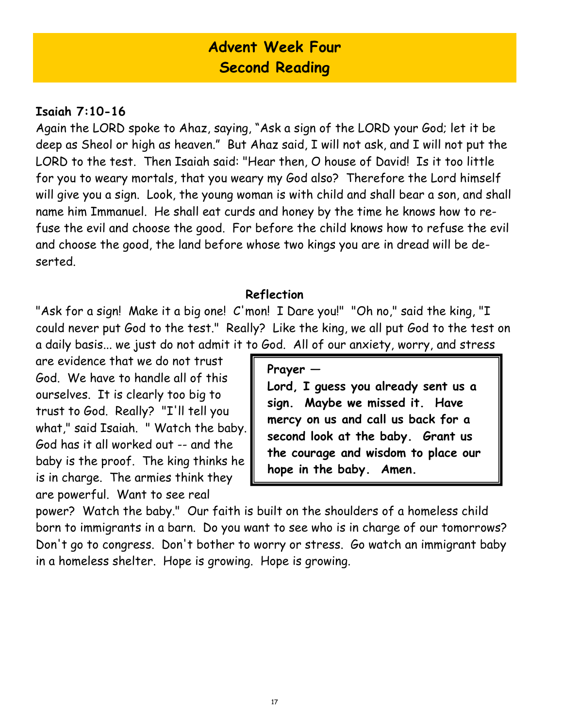# Advent Week Four
# Second Reading

**Isaiah 7:10-16**

Again the LORD spoke to Ahaz, saying, "Ask a sign of the LORD your God; let it be deep as Sheol or high as heaven." But Ahaz said, I will not ask, and I will not put the LORD to the test. Then Isaiah said: "Hear then, O house of David! Is it too little for you to weary mortals, that you weary my God also? Therefore the Lord himself will give you a sign. Look, the young woman is with child and shall bear a son, and shall name him Immanuel. He shall eat curds and honey by the time he knows how to refuse the evil and choose the good. For before the child knows how to refuse the evil and choose the good, the land before whose two kings you are in dread will be deserted.

**Reflection**

"Ask for a sign! Make it a big one! C'mon! I Dare you!" "Oh no," said the king, "I could never put God to the test." Really? Like the king, we all put God to the test on a daily basis... we just do not admit it to God. All of our anxiety, worry, and stress are evidence that we do not trust God. We have to handle all of this ourselves. It is clearly too big to trust to God. Really? "I'll tell you what," said Isaiah. " Watch the baby. God has it all worked out -- and the baby is the proof. The king thinks he is in charge. The armies think they are powerful. Want to see real power? Watch the baby." Our faith is built on the shoulders of a homeless child born to immigrants in a barn. Do you want to see who is in charge of our tomorrows? Don't go to congress. Don't bother to worry or stress. Go watch an immigrant baby in a homeless shelter. Hope is growing. Hope is growing.

**Prayer —**

**Lord, I guess you already sent us a sign. Maybe we missed it. Have mercy on us and call us back for a second look at the baby. Grant us the courage and wisdom to place our hope in the baby. Amen.**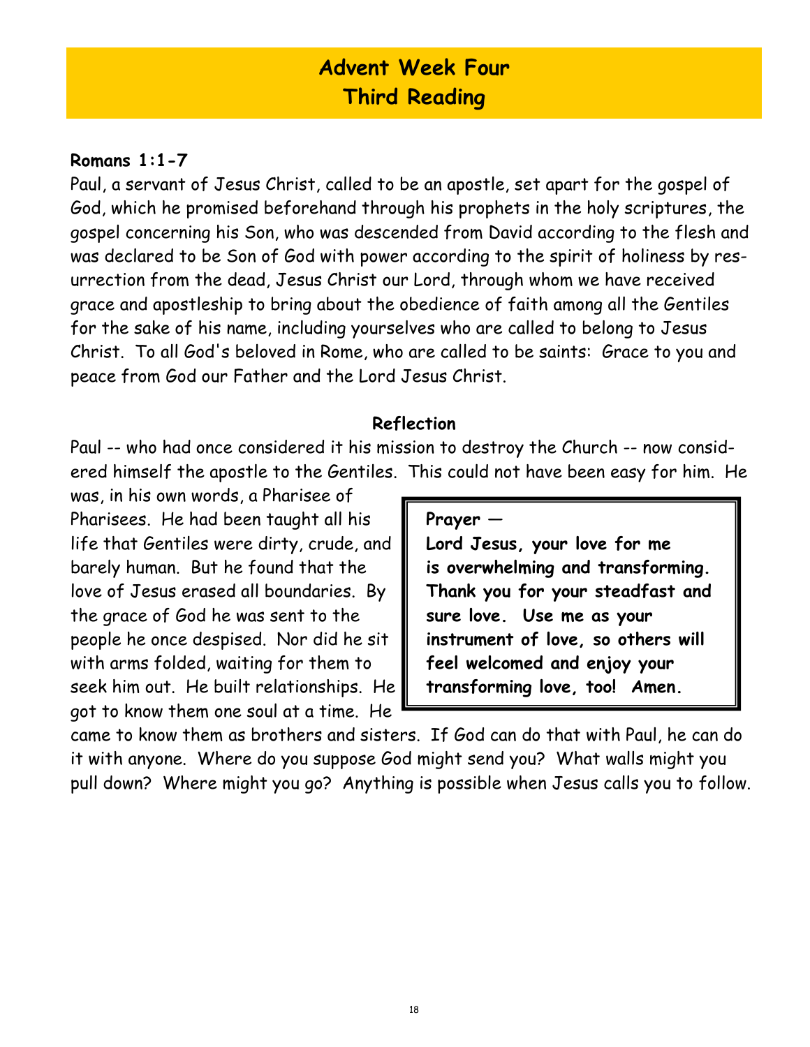# Advent Week Four
# Third Reading

**Romans 1:1-7**

Paul, a servant of Jesus Christ, called to be an apostle, set apart for the gospel of God, which he promised beforehand through his prophets in the holy scriptures, the gospel concerning his Son, who was descended from David according to the flesh and was declared to be Son of God with power according to the spirit of holiness by resurrection from the dead, Jesus Christ our Lord, through whom we have received grace and apostleship to bring about the obedience of faith among all the Gentiles for the sake of his name, including yourselves who are called to belong to Jesus Christ. To all God's beloved in Rome, who are called to be saints: Grace to you and peace from God our Father and the Lord Jesus Christ.

## Reflection

Paul -- who had once considered it his mission to destroy the Church -- now considered himself the apostle to the Gentiles. This could not have been easy for him. He was, in his own words, a Pharisee of Pharisees. He had been taught all his life that Gentiles were dirty, crude, and barely human. But he found that the love of Jesus erased all boundaries. By the grace of God he was sent to the people he once despised. Nor did he sit with arms folded, waiting for them to seek him out. He built relationships. He got to know them one soul at a time. He came to know them as brothers and sisters. If God can do that with Paul, he can do it with anyone. Where do you suppose God might send you? What walls might you pull down? Where might you go? Anything is possible when Jesus calls you to follow.

**Prayer —**
**Lord Jesus, your love for me is overwhelming and transforming. Thank you for your steadfast and sure love. Use me as your instrument of love, so others will feel welcomed and enjoy your transforming love, too! Amen.**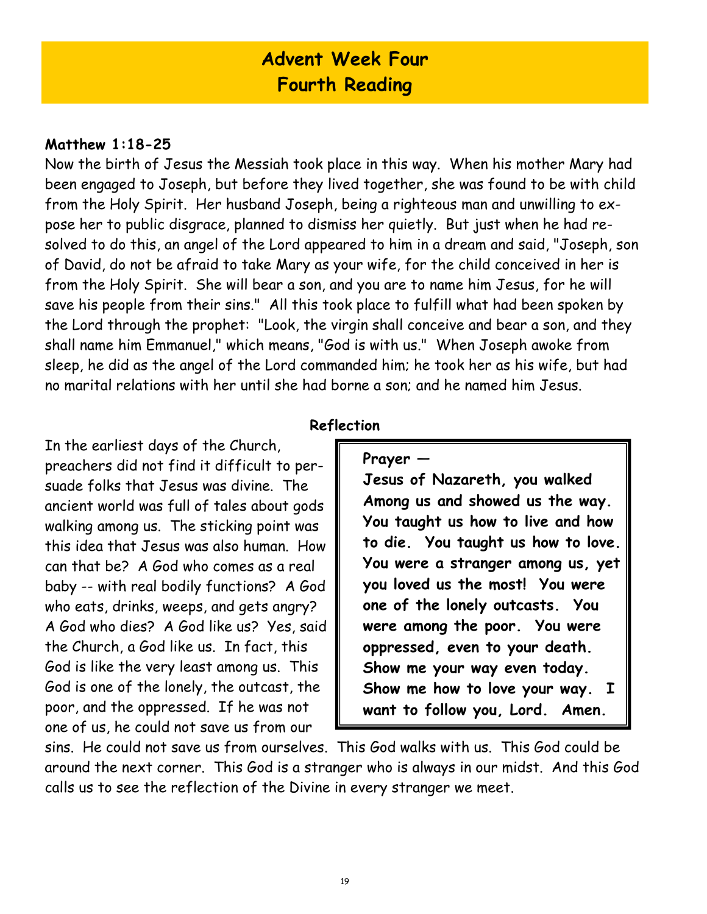# Advent Week Four
# Fourth Reading

**Matthew 1:18-25**

Now the birth of Jesus the Messiah took place in this way. When his mother Mary had been engaged to Joseph, but before they lived together, she was found to be with child from the Holy Spirit. Her husband Joseph, being a righteous man and unwilling to expose her to public disgrace, planned to dismiss her quietly. But just when he had resolved to do this, an angel of the Lord appeared to him in a dream and said, "Joseph, son of David, do not be afraid to take Mary as your wife, for the child conceived in her is from the Holy Spirit. She will bear a son, and you are to name him Jesus, for he will save his people from their sins." All this took place to fulfill what had been spoken by the Lord through the prophet: "Look, the virgin shall conceive and bear a son, and they shall name him Emmanuel," which means, "God is with us." When Joseph awoke from sleep, he did as the angel of the Lord commanded him; he took her as his wife, but had no marital relations with her until she had borne a son; and he named him Jesus.

**Reflection**

In the earliest days of the Church, preachers did not find it difficult to persuade folks that Jesus was divine. The ancient world was full of tales about gods walking among us. The sticking point was this idea that Jesus was also human. How can that be? A God who comes as a real baby -- with real bodily functions? A God who eats, drinks, weeps, and gets angry? A God who dies? A God like us? Yes, said the Church, a God like us. In fact, this God is like the very least among us. This God is one of the lonely, the outcast, the poor, and the oppressed. If he was not one of us, he could not save us from our sins. He could not save us from ourselves. This God walks with us. This God could be around the next corner. This God is a stranger who is always in our midst. And this God calls us to see the reflection of the Divine in every stranger we meet.

**Prayer —**

**Jesus of Nazareth, you walked Among us and showed us the way. You taught us how to live and how to die. You taught us how to love. You were a stranger among us, yet you loved us the most! You were one of the lonely outcasts. You were among the poor. You were oppressed, even to your death. Show me your way even today. Show me how to love your way. I want to follow you, Lord. Amen.**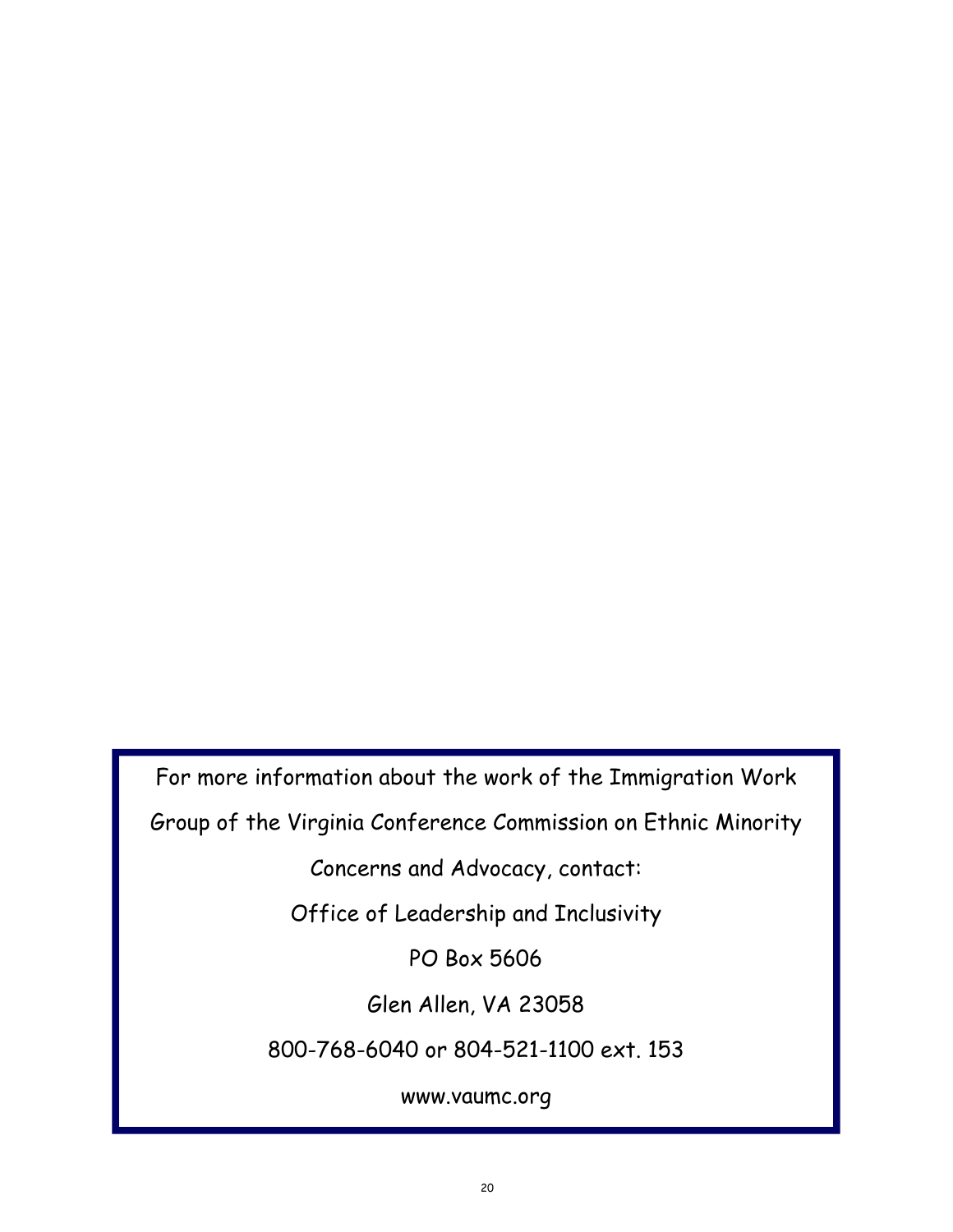For more information about the work of the Immigration Work Group of the Virginia Conference Commission on Ethnic Minority Concerns and Advocacy, contact:

Office of Leadership and Inclusivity

PO Box 5606

Glen Allen, VA 23058

800-768-6040 or 804-521-1100 ext. 153

www.vaumc.org